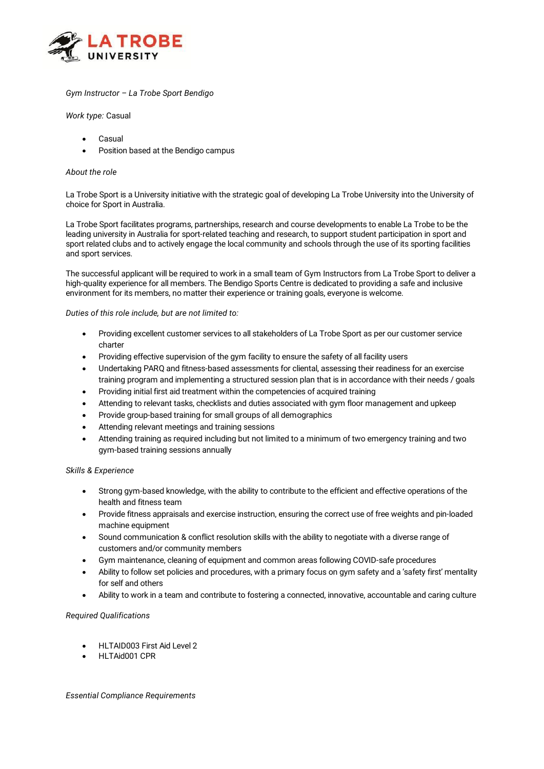*Gym Instructor – La Trobe Sport Bendigo*

*Work type:* Casual

- Casual
- Position based at the Bendigo campus

*About the role*

La Trobe Sport is a University initiative with the strategic goal of developing La Trobe University into the University of choice for Sport in Australia.

La Trobe Sport facilitates programs, partnerships, research and course developments to enable La Trobe to be the leading university in Australia for sport-related teaching and research, to support student participation in sport and sport related clubs and to actively engage the local community and schools through the use of its sporting facilities and sport services.

The successful applicant will be required to work in a small team of Gym Instructors from La Trobe Sport to deliver a high-quality experience for all members. The Bendigo Sports Centre is dedicated to providing a safe and inclusive environment for its members, no matter their experience or training goals, everyone is welcome.

*Duties of this role include, but are not limited to:*

- Providing excellent customer services to all stakeholders of La Trobe Sport as per our customer service charter
- Providing effective supervision of the gym facility to ensure the safety of all facility users
- Undertaking PARQ and fitness-based assessments for cliental, assessing their readiness for an exercise training program and implementing a structured session plan that is in accordance with their needs / goals
- Providing initial first aid treatment within the competencies of acquired training
- Attending to relevant tasks, checklists and duties associated with gym floor management and upkeep
- Provide group-based training for small groups of all demographics
- Attending relevant meetings and training sessions
- Attending training as required including but not limited to a minimum of two emergency training and two gym-based training sessions annually

*Skills & Experience*

- Strong gym-based knowledge, with the ability to contribute to the efficient and effective operations of the health and fitness team
- Provide fitness appraisals and exercise instruction, ensuring the correct use of free weights and pin-loaded machine equipment
- Sound communication & conflict resolution skills with the ability to negotiate with a diverse range of customers and/or community members
- Gym maintenance, cleaning of equipment and common areas following COVID-safe procedures
- Ability to follow set policies and procedures, with a primary focus on gym safety and a 'safety first' mentality for self and others
- Ability to work in a team and contribute to fostering a connected, innovative, accountable and caring culture

*Required Qualifications*

- HLTAID003 First Aid Level 2
- HLTAid001 CPR

*Essential Compliance Requirements*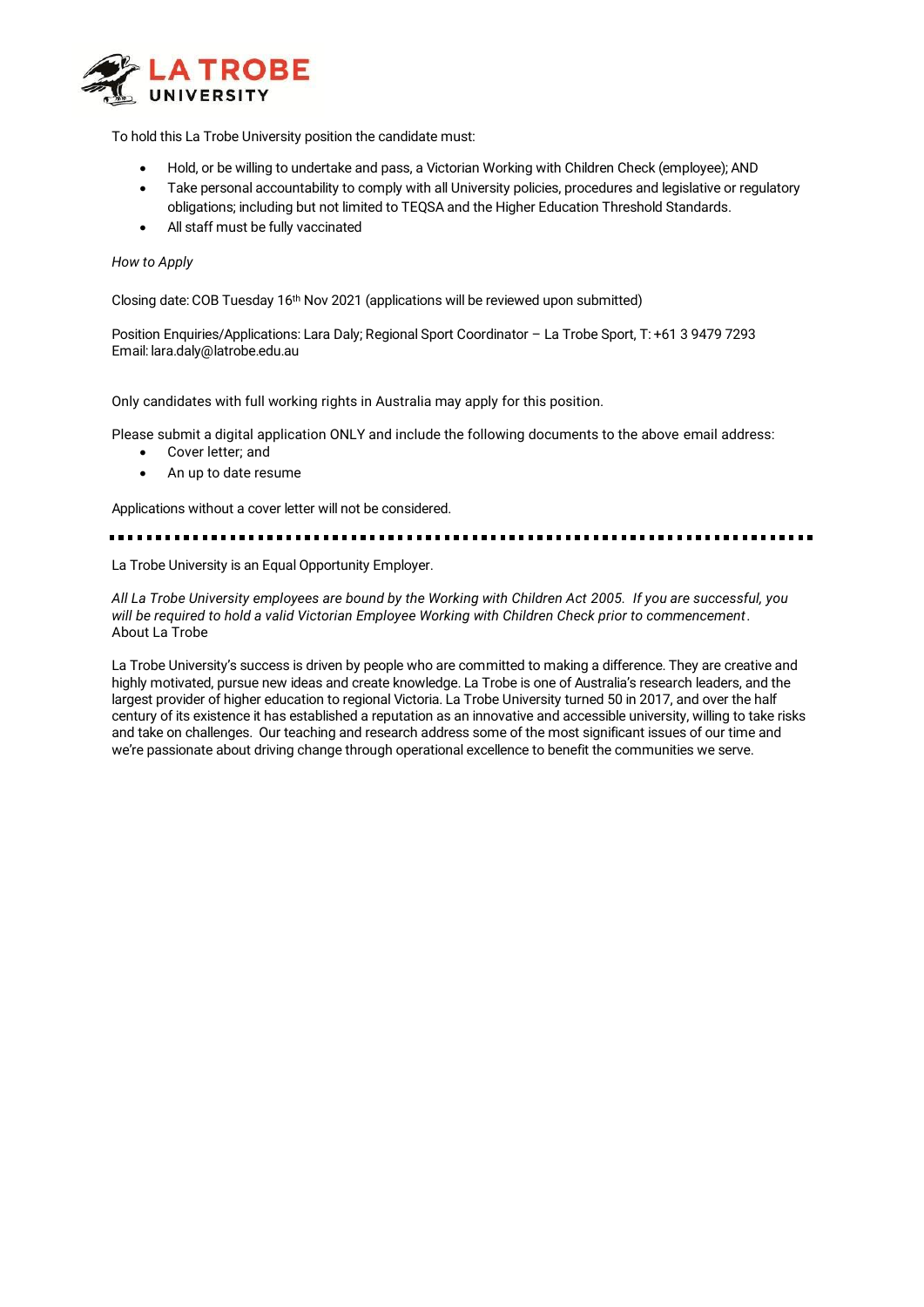To hold this La Trobe University position the candidate must:

- Hold, or be willing to undertake and pass, a Victorian Working with Children Check (employee); AND
- Take personal accountability to comply with all University policies, procedures and legislative or regulatory obligations; including but not limited to TEQSA and the Higher Education Threshold Standards.
- All staff must be fully vaccinated

*How to Apply*

Closing date: COB Tuesday 16th Nov 2021 (applications will be reviewed upon submitted)

Position Enquiries/Applications: Lara Daly; Regional Sport Coordinator – La Trobe Sport, T: +61 3 9479 7293
Email: lara.daly@latrobe.edu.au

Only candidates with full working rights in Australia may apply for this position.

Please submit a digital application ONLY and include the following documents to the above email address:

- Cover letter; and
- An up to date resume

Applications without a cover letter will not be considered.

---

La Trobe University is an Equal Opportunity Employer.

*All La Trobe University employees are bound by the Working with Children Act 2005. If you are successful, you will be required to hold a valid Victorian Employee Working with Children Check prior to commencement.*
About La Trobe

La Trobe University's success is driven by people who are committed to making a difference. They are creative and highly motivated, pursue new ideas and create knowledge. La Trobe is one of Australia's research leaders, and the largest provider of higher education to regional Victoria. La Trobe University turned 50 in 2017, and over the half century of its existence it has established a reputation as an innovative and accessible university, willing to take risks and take on challenges. Our teaching and research address some of the most significant issues of our time and we're passionate about driving change through operational excellence to benefit the communities we serve.